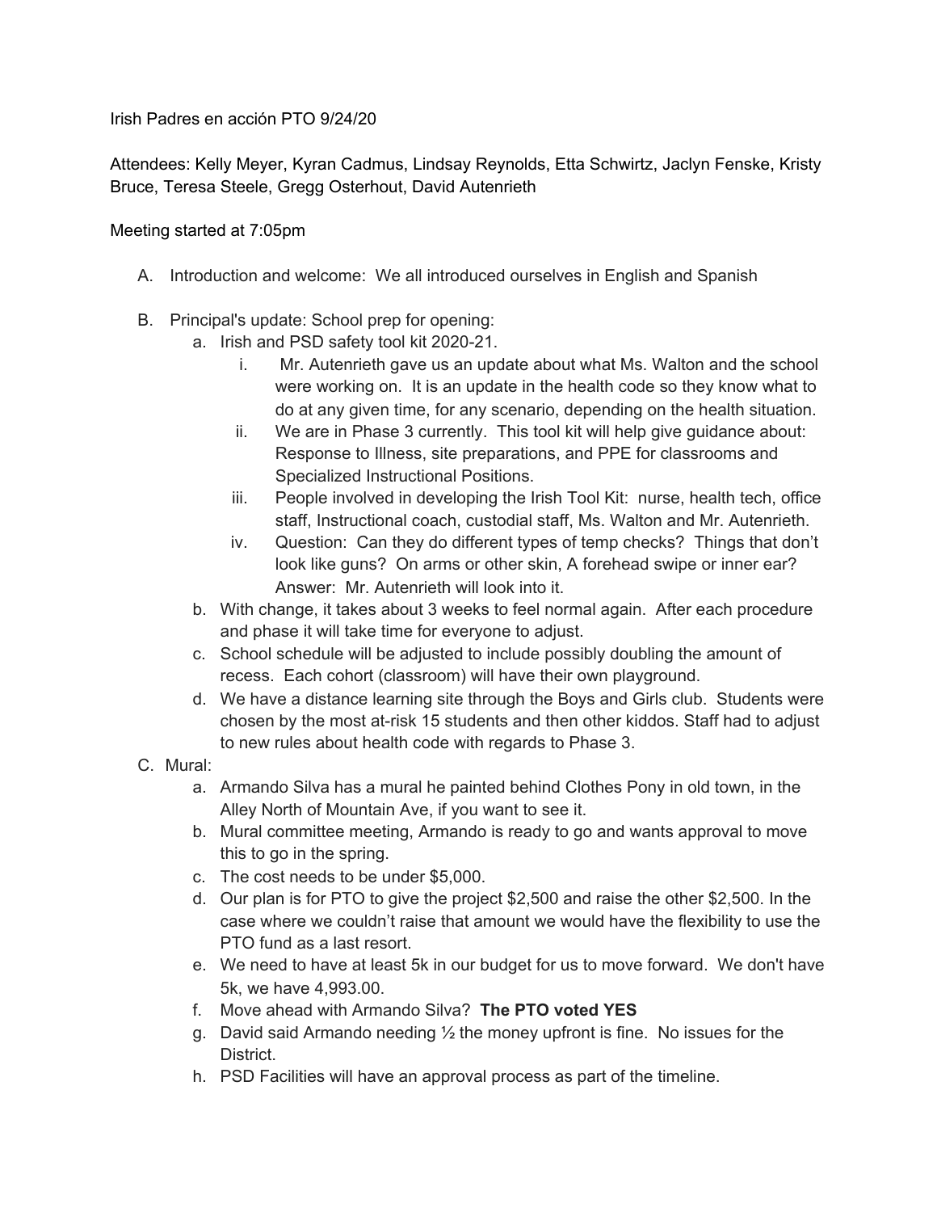Irish Padres en acción PTO 9/24/20

Attendees: Kelly Meyer, Kyran Cadmus, Lindsay Reynolds, Etta Schwirtz, Jaclyn Fenske, Kristy Bruce, Teresa Steele, Gregg Osterhout, David Autenrieth

Meeting started at 7:05pm

A. Introduction and welcome: We all introduced ourselves in English and Spanish

B. Principal's update: School prep for opening:
   a. Irish and PSD safety tool kit 2020-21.
      i. Mr. Autenrieth gave us an update about what Ms. Walton and the school were working on. It is an update in the health code so they know what to do at any given time, for any scenario, depending on the health situation.
      ii. We are in Phase 3 currently. This tool kit will help give guidance about: Response to Illness, site preparations, and PPE for classrooms and Specialized Instructional Positions.
      iii. People involved in developing the Irish Tool Kit: nurse, health tech, office staff, Instructional coach, custodial staff, Ms. Walton and Mr. Autenrieth.
      iv. Question: Can they do different types of temp checks? Things that don't look like guns? On arms or other skin, A forehead swipe or inner ear? Answer: Mr. Autenrieth will look into it.
   b. With change, it takes about 3 weeks to feel normal again. After each procedure and phase it will take time for everyone to adjust.
   c. School schedule will be adjusted to include possibly doubling the amount of recess. Each cohort (classroom) will have their own playground.
   d. We have a distance learning site through the Boys and Girls club. Students were chosen by the most at-risk 15 students and then other kiddos. Staff had to adjust to new rules about health code with regards to Phase 3.

C. Mural:
   a. Armando Silva has a mural he painted behind Clothes Pony in old town, in the Alley North of Mountain Ave, if you want to see it.
   b. Mural committee meeting, Armando is ready to go and wants approval to move this to go in the spring.
   c. The cost needs to be under $5,000.
   d. Our plan is for PTO to give the project $2,500 and raise the other $2,500. In the case where we couldn't raise that amount we would have the flexibility to use the PTO fund as a last resort.
   e. We need to have at least 5k in our budget for us to move forward. We don't have 5k, we have 4,993.00.
   f. Move ahead with Armando Silva? **The PTO voted YES**
   g. David said Armando needing ½ the money upfront is fine. No issues for the District.
   h. PSD Facilities will have an approval process as part of the timeline.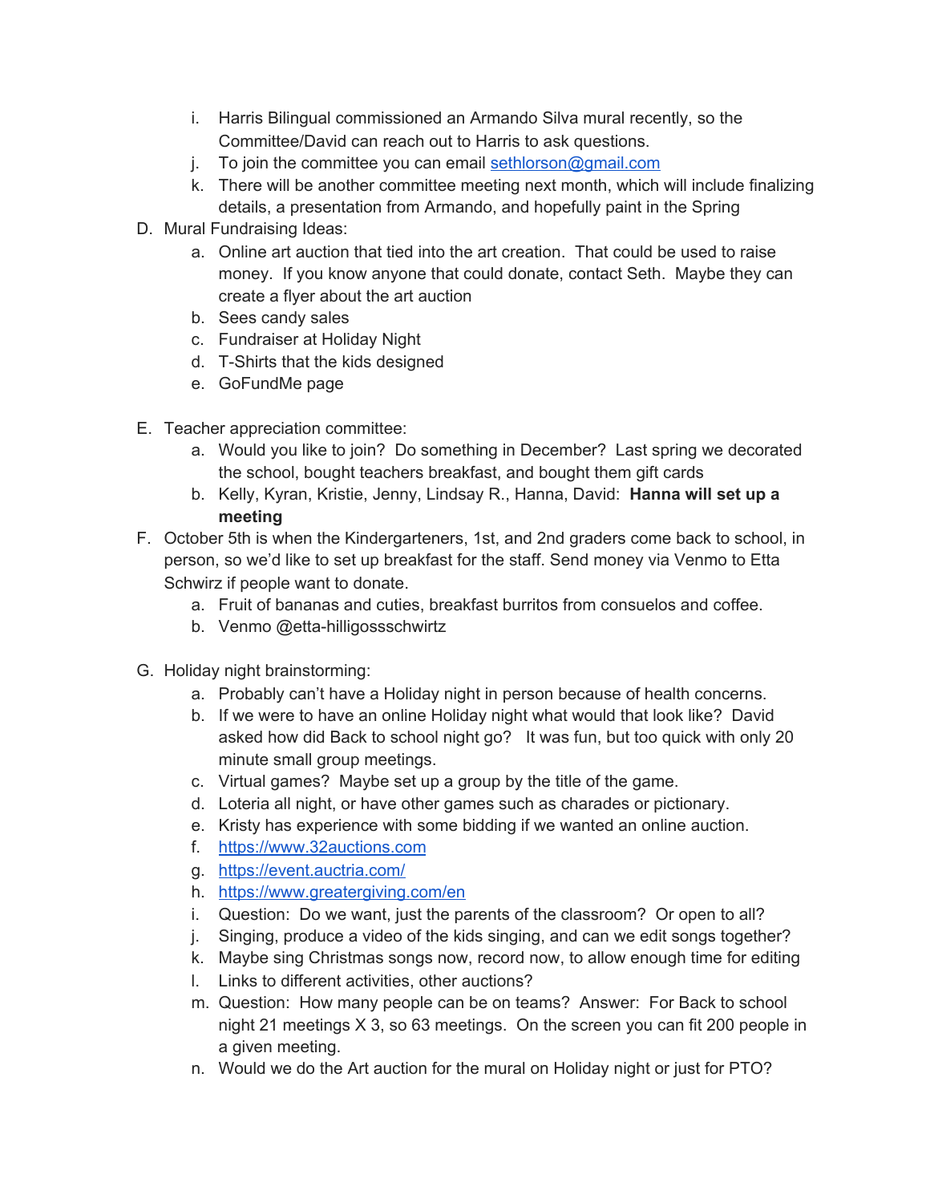i. Harris Bilingual commissioned an Armando Silva mural recently, so the Committee/David can reach out to Harris to ask questions.
   j. To join the committee you can email sethlorson@gmail.com
   k. There will be another committee meeting next month, which will include finalizing details, a presentation from Armando, and hopefully paint in the Spring

D. Mural Fundraising Ideas:
   a. Online art auction that tied into the art creation. That could be used to raise money. If you know anyone that could donate, contact Seth. Maybe they can create a flyer about the art auction
   b. Sees candy sales
   c. Fundraiser at Holiday Night
   d. T-Shirts that the kids designed
   e. GoFundMe page

E. Teacher appreciation committee:
   a. Would you like to join? Do something in December? Last spring we decorated the school, bought teachers breakfast, and bought them gift cards
   b. Kelly, Kyran, Kristie, Jenny, Lindsay R., Hanna, David: **Hanna will set up a meeting**

F. October 5th is when the Kindergarteners, 1st, and 2nd graders come back to school, in person, so we'd like to set up breakfast for the staff. Send money via Venmo to Etta Schwirz if people want to donate.
   a. Fruit of bananas and cuties, breakfast burritos from consuelos and coffee.
   b. Venmo @etta-hilligossschwirtz

G. Holiday night brainstorming:
   a. Probably can't have a Holiday night in person because of health concerns.
   b. If we were to have an online Holiday night what would that look like? David asked how did Back to school night go? It was fun, but too quick with only 20 minute small group meetings.
   c. Virtual games? Maybe set up a group by the title of the game.
   d. Loteria all night, or have other games such as charades or pictionary.
   e. Kristy has experience with some bidding if we wanted an online auction.
   f. https://www.32auctions.com
   g. https://event.auctria.com/
   h. https://www.greatergiving.com/en
   i. Question: Do we want, just the parents of the classroom? Or open to all?
   j. Singing, produce a video of the kids singing, and can we edit songs together?
   k. Maybe sing Christmas songs now, record now, to allow enough time for editing
   l. Links to different activities, other auctions?
   m. Question: How many people can be on teams? Answer: For Back to school night 21 meetings X 3, so 63 meetings. On the screen you can fit 200 people in a given meeting.
   n. Would we do the Art auction for the mural on Holiday night or just for PTO?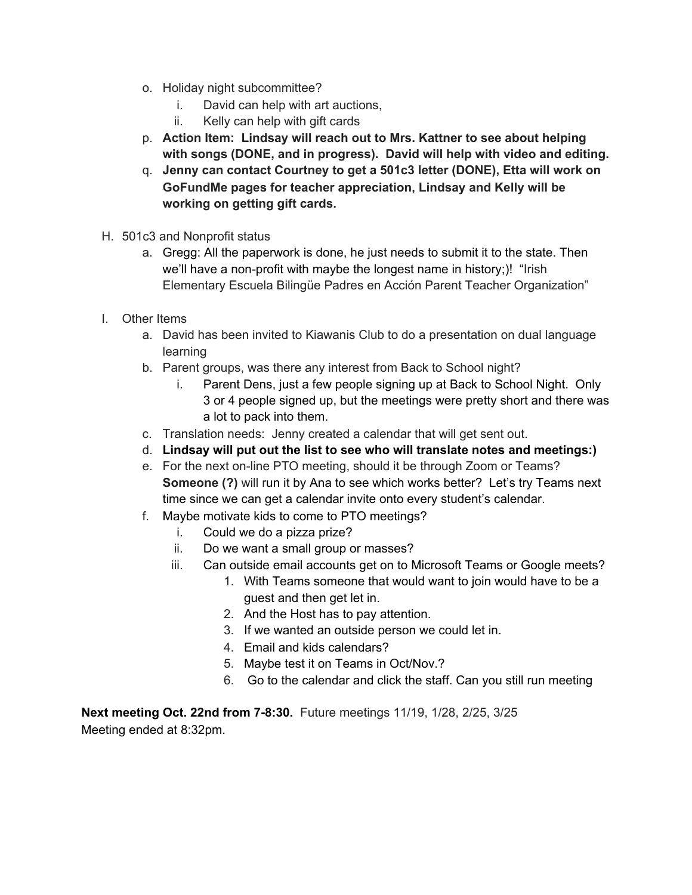- o. Holiday night subcommittee?
    - i. David can help with art auctions,
    - ii. Kelly can help with gift cards
- p. **Action Item: Lindsay will reach out to Mrs. Kattner to see about helping with songs (DONE, and in progress). David will help with video and editing.**
- q. **Jenny can contact Courtney to get a 501c3 letter (DONE), Etta will work on GoFundMe pages for teacher appreciation, Lindsay and Kelly will be working on getting gift cards.**

H. 501c3 and Nonprofit status

- a. Gregg: All the paperwork is done, he just needs to submit it to the state. Then we'll have a non-profit with maybe the longest name in history;)! "Irish Elementary Escuela Bilingüe Padres en Acción Parent Teacher Organization"

I. Other Items

- a. David has been invited to Kiawanis Club to do a presentation on dual language learning
- b. Parent groups, was there any interest from Back to School night?
    - i. Parent Dens, just a few people signing up at Back to School Night. Only 3 or 4 people signed up, but the meetings were pretty short and there was a lot to pack into them.
- c. Translation needs: Jenny created a calendar that will get sent out.
- d. **Lindsay will put out the list to see who will translate notes and meetings:)**
- e. For the next on-line PTO meeting, should it be through Zoom or Teams? **Someone (?)** will run it by Ana to see which works better? Let's try Teams next time since we can get a calendar invite onto every student's calendar.
- f. Maybe motivate kids to come to PTO meetings?
    - i. Could we do a pizza prize?
    - ii. Do we want a small group or masses?
    - iii. Can outside email accounts get on to Microsoft Teams or Google meets?
        1. With Teams someone that would want to join would have to be a guest and then get let in.
        2. And the Host has to pay attention.
        3. If we wanted an outside person we could let in.
        4. Email and kids calendars?
        5. Maybe test it on Teams in Oct/Nov.?
        6. Go to the calendar and click the staff. Can you still run meeting

**Next meeting Oct. 22nd from 7-8:30.** Future meetings 11/19, 1/28, 2/25, 3/25

Meeting ended at 8:32pm.